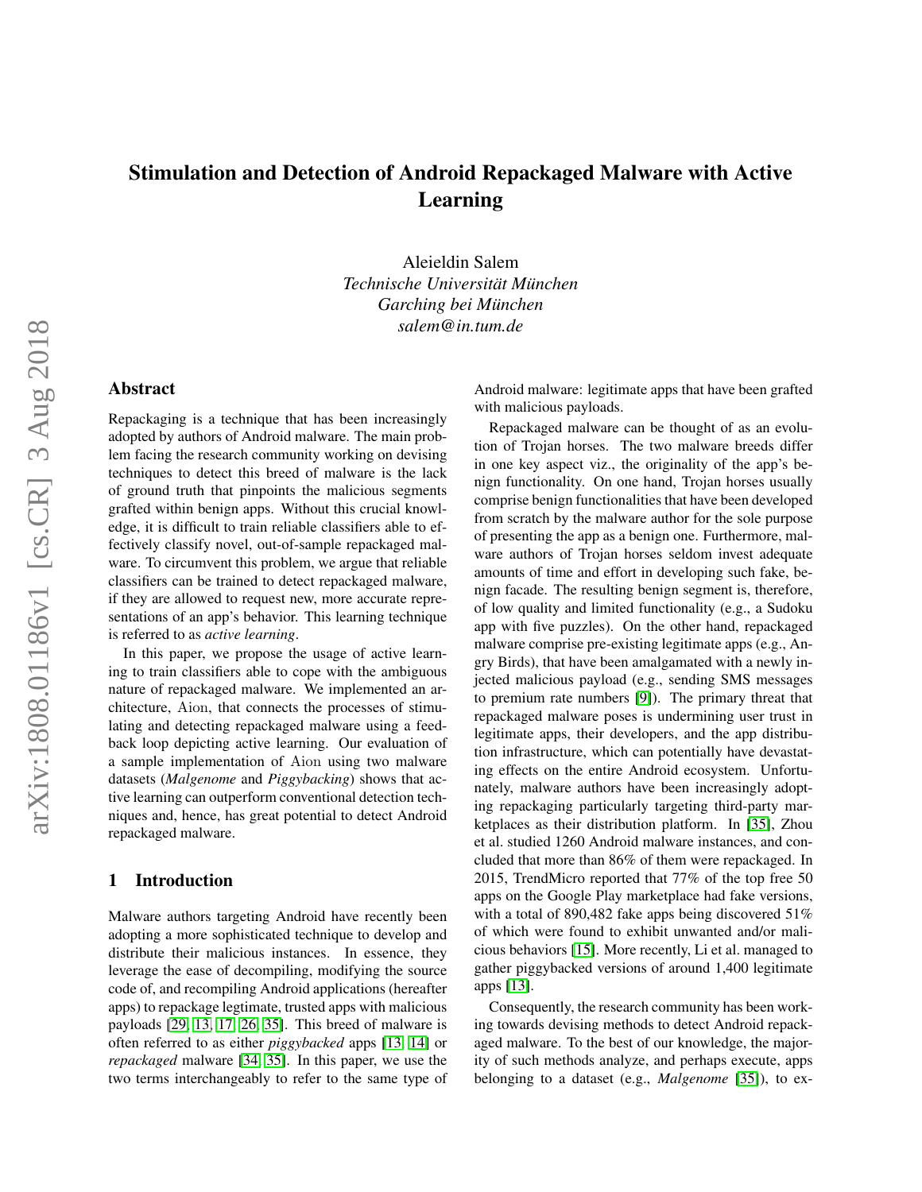# Stimulation and Detection of Android Repackaged Malware with Active Learning

Aleieldin Salem
*Technische Universität München*
*Garching bei München*
*salem@in.tum.de*

## Abstract

Repackaging is a technique that has been increasingly adopted by authors of Android malware. The main problem facing the research community working on devising techniques to detect this breed of malware is the lack of ground truth that pinpoints the malicious segments grafted within benign apps. Without this crucial knowledge, it is difficult to train reliable classifiers able to effectively classify novel, out-of-sample repackaged malware. To circumvent this problem, we argue that reliable classifiers can be trained to detect repackaged malware, if they are allowed to request new, more accurate representations of an app's behavior. This learning technique is referred to as *active learning*.

In this paper, we propose the usage of active learning to train classifiers able to cope with the ambiguous nature of repackaged malware. We implemented an architecture, Aion, that connects the processes of stimulating and detecting repackaged malware using a feedback loop depicting active learning. Our evaluation of a sample implementation of Aion using two malware datasets (*Malgenome* and *Piggybacking*) shows that active learning can outperform conventional detection techniques and, hence, has great potential to detect Android repackaged malware.

## 1 Introduction

Malware authors targeting Android have recently been adopting a more sophisticated technique to develop and distribute their malicious instances. In essence, they leverage the ease of decompiling, modifying the source code of, and recompiling Android applications (hereafter apps) to repackage legtimate, trusted apps with malicious payloads [29, 13, 17, 26, 35]. This breed of malware is often referred to as either *piggybacked* apps [13, 14] or *repackaged* malware [34, 35]. In this paper, we use the two terms interchangeably to refer to the same type of Android malware: legitimate apps that have been grafted with malicious payloads.

Repackaged malware can be thought of as an evolution of Trojan horses. The two malware breeds differ in one key aspect viz., the originality of the app's benign functionality. On one hand, Trojan horses usually comprise benign functionalities that have been developed from scratch by the malware author for the sole purpose of presenting the app as a benign one. Furthermore, malware authors of Trojan horses seldom invest adequate amounts of time and effort in developing such fake, benign facade. The resulting benign segment is, therefore, of low quality and limited functionality (e.g., a Sudoku app with five puzzles). On the other hand, repackaged malware comprise pre-existing legitimate apps (e.g., Angry Birds), that have been amalgamated with a newly injected malicious payload (e.g., sending SMS messages to premium rate numbers [9]). The primary threat that repackaged malware poses is undermining user trust in legitimate apps, their developers, and the app distribution infrastructure, which can potentially have devastating effects on the entire Android ecosystem. Unfortunately, malware authors have been increasingly adopting repackaging particularly targeting third-party marketplaces as their distribution platform. In [35], Zhou et al. studied 1260 Android malware instances, and concluded that more than 86% of them were repackaged. In 2015, TrendMicro reported that 77% of the top free 50 apps on the Google Play marketplace had fake versions, with a total of 890,482 fake apps being discovered 51% of which were found to exhibit unwanted and/or malicious behaviors [15]. More recently, Li et al. managed to gather piggybacked versions of around 1,400 legitimate apps [13].

Consequently, the research community has been working towards devising methods to detect Android repackaged malware. To the best of our knowledge, the majority of such methods analyze, and perhaps execute, apps belonging to a dataset (e.g., *Malgenome* [35]), to ex-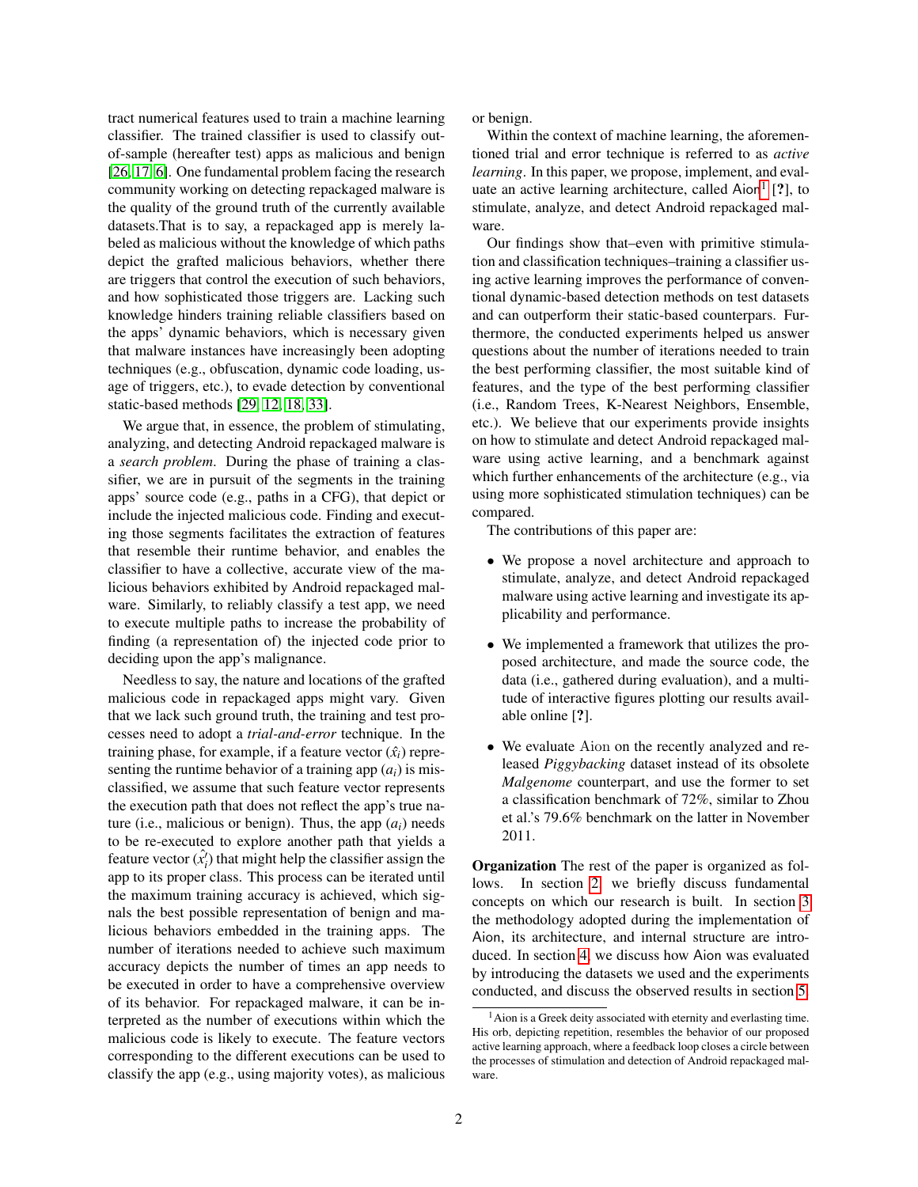tract numerical features used to train a machine learning classifier. The trained classifier is used to classify out-of-sample (hereafter test) apps as malicious and benign [26, 17, 6]. One fundamental problem facing the research community working on detecting repackaged malware is the quality of the ground truth of the currently available datasets.That is to say, a repackaged app is merely labeled as malicious without the knowledge of which paths depict the grafted malicious behaviors, whether there are triggers that control the execution of such behaviors, and how sophisticated those triggers are. Lacking such knowledge hinders training reliable classifiers based on the apps' dynamic behaviors, which is necessary given that malware instances have increasingly been adopting techniques (e.g., obfuscation, dynamic code loading, usage of triggers, etc.), to evade detection by conventional static-based methods [29, 12, 18, 33].

We argue that, in essence, the problem of stimulating, analyzing, and detecting Android repackaged malware is a *search problem*. During the phase of training a classifier, we are in pursuit of the segments in the training apps' source code (e.g., paths in a CFG), that depict or include the injected malicious code. Finding and executing those segments facilitates the extraction of features that resemble their runtime behavior, and enables the classifier to have a collective, accurate view of the malicious behaviors exhibited by Android repackaged malware. Similarly, to reliably classify a test app, we need to execute multiple paths to increase the probability of finding (a representation of) the injected code prior to deciding upon the app's malignance.

Needless to say, the nature and locations of the grafted malicious code in repackaged apps might vary. Given that we lack such ground truth, the training and test processes need to adopt a *trial-and-error* technique. In the training phase, for example, if a feature vector ($\hat{x}_i$) representing the runtime behavior of a training app ($a_i$) is misclassified, we assume that such feature vector represents the execution path that does not reflect the app's true nature (i.e., malicious or benign). Thus, the app ($a_i$) needs to be re-executed to explore another path that yields a feature vector ($\hat{x}_i'$) that might help the classifier assign the app to its proper class. This process can be iterated until the maximum training accuracy is achieved, which signals the best possible representation of benign and malicious behaviors embedded in the training apps. The number of iterations needed to achieve such maximum accuracy depicts the number of times an app needs to be executed in order to have a comprehensive overview of its behavior. For repackaged malware, it can be interpreted as the number of executions within which the malicious code is likely to execute. The feature vectors corresponding to the different executions can be used to classify the app (e.g., using majority votes), as malicious or benign.

Within the context of machine learning, the aforementioned trial and error technique is referred to as *active learning*. In this paper, we propose, implement, and evaluate an active learning architecture, called Aion[1] [?], to stimulate, analyze, and detect Android repackaged malware.

Our findings show that–even with primitive stimulation and classification techniques–training a classifier using active learning improves the performance of conventional dynamic-based detection methods on test datasets and can outperform their static-based counterpars. Furthermore, the conducted experiments helped us answer questions about the number of iterations needed to train the best performing classifier, the most suitable kind of features, and the type of the best performing classifier (i.e., Random Trees, K-Nearest Neighbors, Ensemble, etc.). We believe that our experiments provide insights on how to stimulate and detect Android repackaged malware using active learning, and a benchmark against which further enhancements of the architecture (e.g., via using more sophisticated stimulation techniques) can be compared.

The contributions of this paper are:

- We propose a novel architecture and approach to stimulate, analyze, and detect Android repackaged malware using active learning and investigate its applicability and performance.
- We implemented a framework that utilizes the proposed architecture, and made the source code, the data (i.e., gathered during evaluation), and a multitude of interactive figures plotting our results available online [?].
- We evaluate Aion on the recently analyzed and released *Piggybacking* dataset instead of its obsolete *Malgenome* counterpart, and use the former to set a classification benchmark of 72%, similar to Zhou et al.'s 79.6% benchmark on the latter in November 2011.

**Organization** The rest of the paper is organized as follows. In section 2, we briefly discuss fundamental concepts on which our research is built. In section 3 the methodology adopted during the implementation of Aion, its architecture, and internal structure are introduced. In section 4, we discuss how Aion was evaluated by introducing the datasets we used and the experiments conducted, and discuss the observed results in section 5.

[1] Aion is a Greek deity associated with eternity and everlasting time. His orb, depicting repetition, resembles the behavior of our proposed active learning approach, where a feedback loop closes a circle between the processes of stimulation and detection of Android repackaged malware.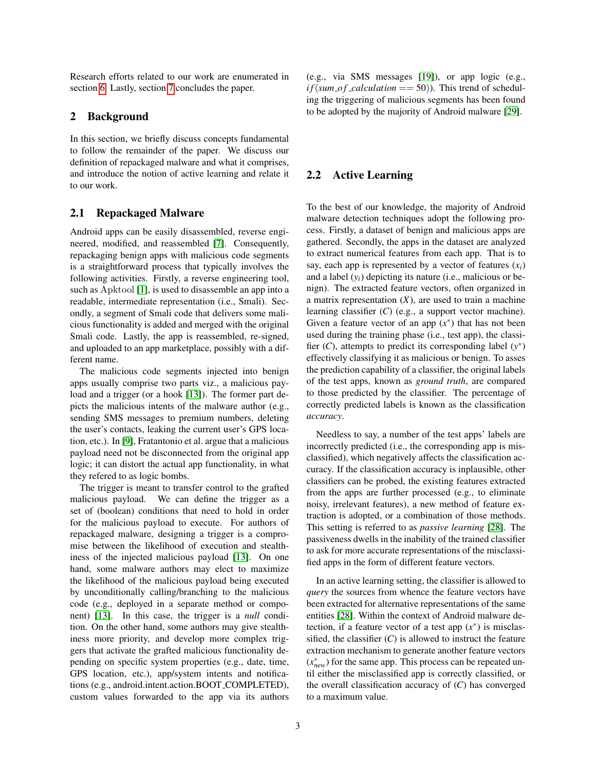Research efforts related to our work are enumerated in section 6. Lastly, section 7 concludes the paper.

## 2 Background

In this section, we briefly discuss concepts fundamental to follow the remainder of the paper. We discuss our definition of repackaged malware and what it comprises, and introduce the notion of active learning and relate it to our work.

### 2.1 Repackaged Malware

Android apps can be easily disassembled, reverse engineered, modified, and reassembled [7]. Consequently, repackaging benign apps with malicious code segments is a straightforward process that typically involves the following activities. Firstly, a reverse engineering tool, such as Apktool [1], is used to disassemble an app into a readable, intermediate representation (i.e., Smali). Secondly, a segment of Smali code that delivers some malicious functionality is added and merged with the original Smali code. Lastly, the app is reassembled, re-signed, and uploaded to an app marketplace, possibly with a different name.

The malicious code segments injected into benign apps usually comprise two parts viz., a malicious payload and a trigger (or a hook [13]). The former part depicts the malicious intents of the malware author (e.g., sending SMS messages to premium numbers, deleting the user's contacts, leaking the current user's GPS location, etc.). In [9], Fratantonio et al. argue that a malicious payload need not be disconnected from the original app logic; it can distort the actual app functionality, in what they refered to as logic bombs.

The trigger is meant to transfer control to the grafted malicious payload. We can define the trigger as a set of (boolean) conditions that need to hold in order for the malicious payload to execute. For authors of repackaged malware, designing a trigger is a compromise between the likelihood of execution and stealthiness of the injected malicious payload [13]. On one hand, some malware authors may elect to maximize the likelihood of the malicious payload being executed by unconditionally calling/branching to the malicious code (e.g., deployed in a separate method or component) [13]. In this case, the trigger is a *null* condition. On the other hand, some authors may give stealthiness more priority, and develop more complex triggers that activate the grafted malicious functionality depending on specific system properties (e.g., date, time, GPS location, etc.), app/system intents and notifications (e.g., android.intent.action.BOOT_COMPLETED), custom values forwarded to the app via its authors (e.g., via SMS messages [19]), or app logic (e.g., $if(sum\_of\_calculation == 50)$). This trend of scheduling the triggering of malicious segments has been found to be adopted by the majority of Android malware [29].

### 2.2 Active Learning

To the best of our knowledge, the majority of Android malware detection techniques adopt the following process. Firstly, a dataset of benign and malicious apps are gathered. Secondly, the apps in the dataset are analyzed to extract numerical features from each app. That is to say, each app is represented by a vector of features ($x_i$) and a label ($y_i$) depicting its nature (i.e., malicious or benign). The extracted feature vectors, often organized in a matrix representation ($X$), are used to train a machine learning classifier ($C$) (e.g., a support vector machine). Given a feature vector of an app ($x^*$) that has not been used during the training phase (i.e., test app), the classifier ($C$), attempts to predict its corresponding label ($y^*$) effectively classifying it as malicious or benign. To asses the prediction capability of a classifier, the original labels of the test apps, known as *ground truth*, are compared to those predicted by the classifier. The percentage of correctly predicted labels is known as the classification *accuracy*.

Needless to say, a number of the test apps' labels are incorrectly predicted (i.e., the corresponding app is misclassified), which negatively affects the classification accuracy. If the classification accuracy is inplausible, other classifiers can be probed, the existing features extracted from the apps are further processed (e.g., to eliminate noisy, irrelevant features), a new method of feature extraction is adopted, or a combination of those methods. This setting is referred to as *passive learning* [28]. The passiveness dwells in the inability of the trained classifier to ask for more accurate representations of the misclassified apps in the form of different feature vectors.

In an active learning setting, the classifier is allowed to *query* the sources from whence the feature vectors have been extracted for alternative representations of the same entities [28]. Within the context of Android malware detection, if a feature vector of a test app ($x^*$) is misclassified, the classifier ($C$) is allowed to instruct the feature extraction mechanism to generate another feature vectors ($x^*_{new}$) for the same app. This process can be repeated until either the misclassified app is correctly classified, or the overall classification accuracy of ($C$) has converged to a maximum value.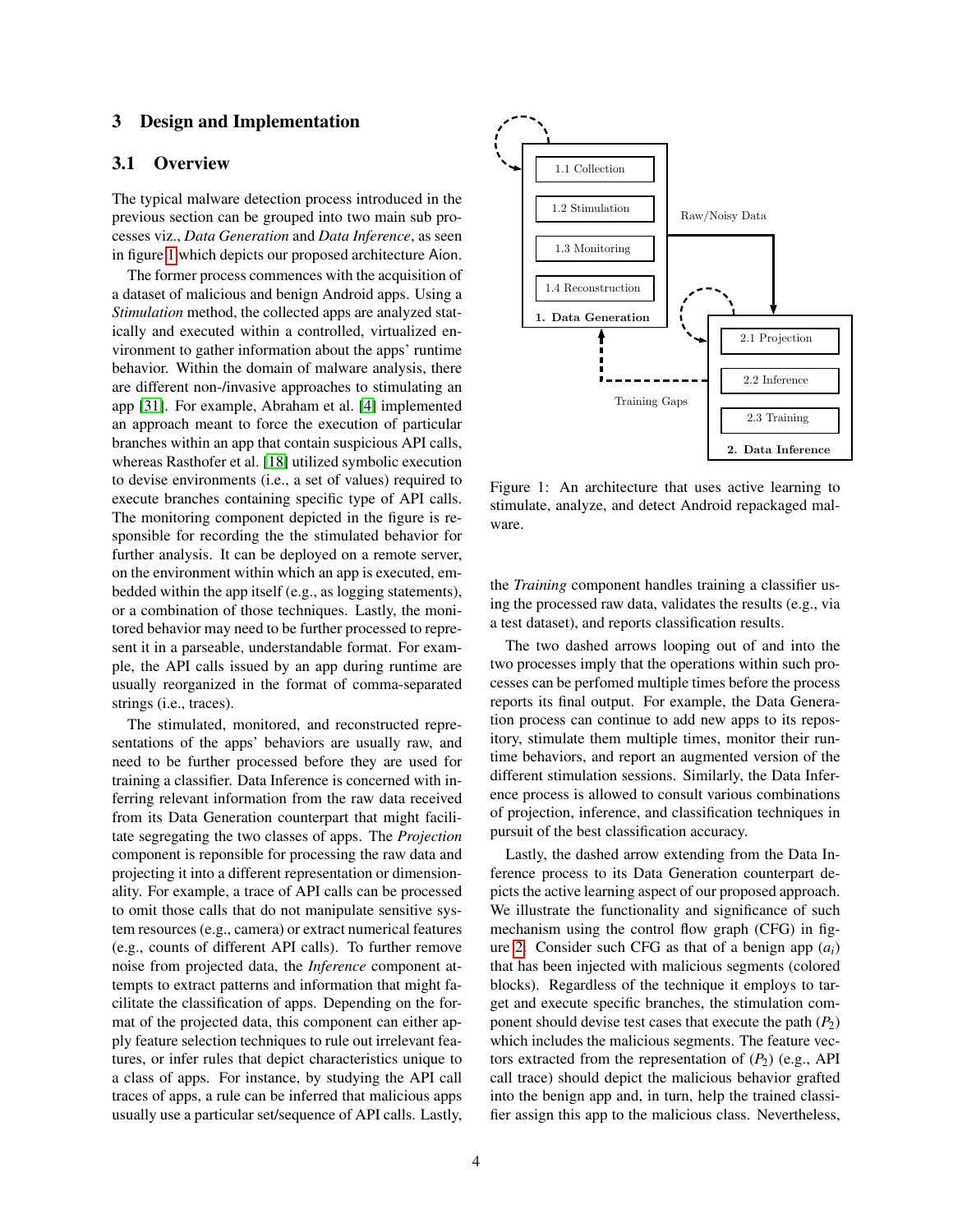## 3 Design and Implementation

### 3.1 Overview

The typical malware detection process introduced in the previous section can be grouped into two main sub processes viz., *Data Generation* and *Data Inference*, as seen in figure 1 which depicts our proposed architecture Aion.

The former process commences with the acquisition of a dataset of malicious and benign Android apps. Using a *Stimulation* method, the collected apps are analyzed statically and executed within a controlled, virtualized environment to gather information about the apps' runtime behavior. Within the domain of malware analysis, there are different non-/invasive approaches to stimulating an app [31]. For example, Abraham et al. [4] implemented an approach meant to force the execution of particular branches within an app that contain suspicious API calls, whereas Rasthofer et al. [18] utilized symbolic execution to devise environments (i.e., a set of values) required to execute branches containing specific type of API calls. The monitoring component depicted in the figure is responsible for recording the the stimulated behavior for further analysis. It can be deployed on a remote server, on the environment within which an app is executed, embedded within the app itself (e.g., as logging statements), or a combination of those techniques. Lastly, the monitored behavior may need to be further processed to represent it in a parseable, understandable format. For example, the API calls issued by an app during runtime are usually reorganized in the format of comma-separated strings (i.e., traces).

The stimulated, monitored, and reconstructed representations of the apps' behaviors are usually raw, and need to be further processed before they are used for training a classifier. Data Inference is concerned with inferring relevant information from the raw data received from its Data Generation counterpart that might facilitate segregating the two classes of apps. The *Projection* component is reponsible for processing the raw data and projecting it into a different representation or dimensionality. For example, a trace of API calls can be processed to omit those calls that do not manipulate sensitive system resources (e.g., camera) or extract numerical features (e.g., counts of different API calls). To further remove noise from projected data, the *Inference* component attempts to extract patterns and information that might facilitate the classification of apps. Depending on the format of the projected data, this component can either apply feature selection techniques to rule out irrelevant features, or infer rules that depict characteristics unique to a class of apps. For instance, by studying the API call traces of apps, a rule can be inferred that malicious apps usually use a particular set/sequence of API calls. Lastly, the *Training* component handles training a classifier using the processed raw data, validates the results (e.g., via a test dataset), and reports classification results.

Figure 1: An architecture that uses active learning to stimulate, analyze, and detect Android repackaged malware.

The two dashed arrows looping out of and into the two processes imply that the operations within such processes can be perfomed multiple times before the process reports its final output. For example, the Data Generation process can continue to add new apps to its repository, stimulate them multiple times, monitor their runtime behaviors, and report an augmented version of the different stimulation sessions. Similarly, the Data Inference process is allowed to consult various combinations of projection, inference, and classification techniques in pursuit of the best classification accuracy.

Lastly, the dashed arrow extending from the Data Inference process to its Data Generation counterpart depicts the active learning aspect of our proposed approach. We illustrate the functionality and significance of such mechanism using the control flow graph (CFG) in figure 2. Consider such CFG as that of a benign app ($a_i$) that has been injected with malicious segments (colored blocks). Regardless of the technique it employs to target and execute specific branches, the stimulation component should devise test cases that execute the path ($P_2$) which includes the malicious segments. The feature vectors extracted from the representation of ($P_2$) (e.g., API call trace) should depict the malicious behavior grafted into the benign app and, in turn, help the trained classifier assign this app to the malicious class. Nevertheless,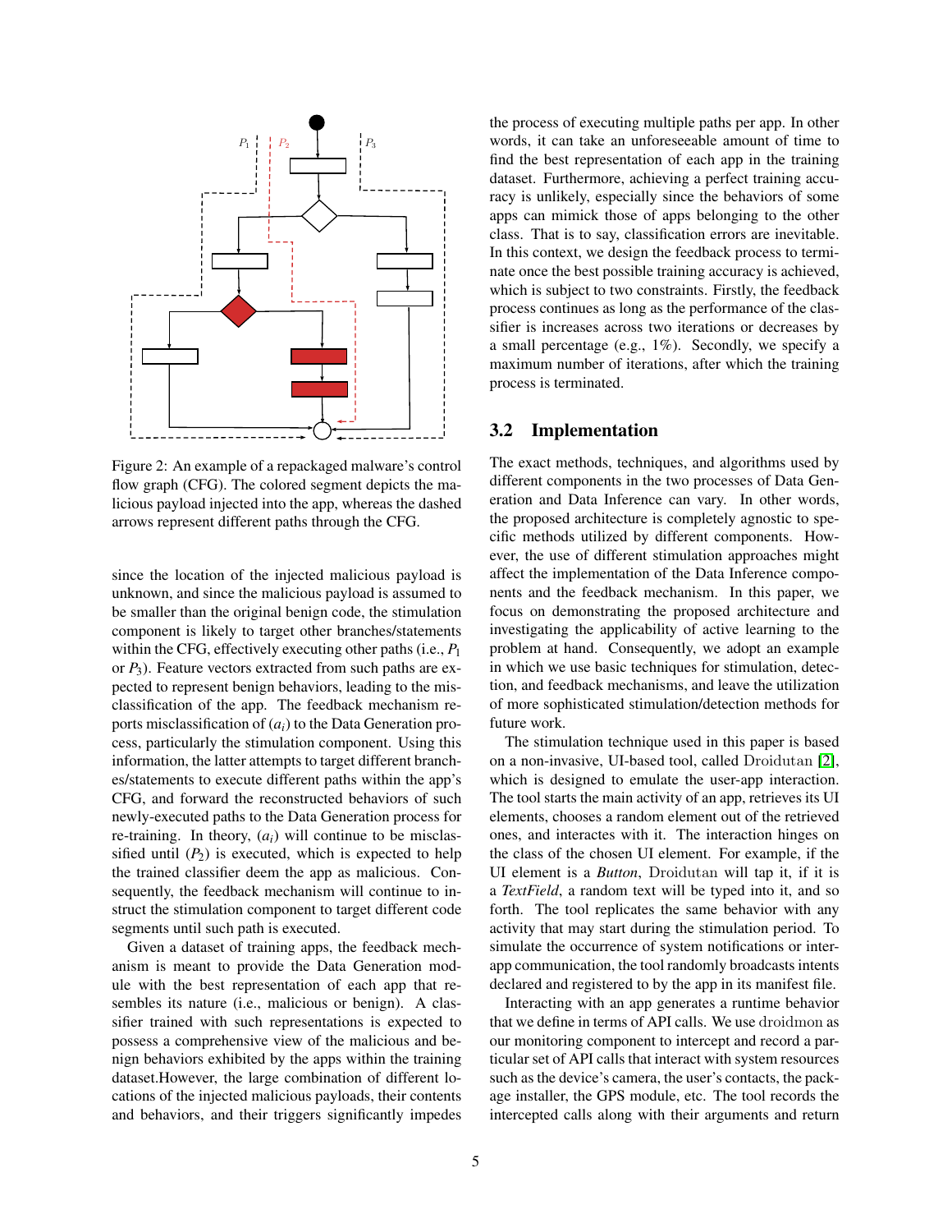Figure 2: An example of a repackaged malware's control flow graph (CFG). The colored segment depicts the malicious payload injected into the app, whereas the dashed arrows represent different paths through the CFG.

since the location of the injected malicious payload is unknown, and since the malicious payload is assumed to be smaller than the original benign code, the stimulation component is likely to target other branches/statements within the CFG, effectively executing other paths (i.e., $P_1$ or $P_3$). Feature vectors extracted from such paths are expected to represent benign behaviors, leading to the misclassification of the app. The feedback mechanism reports misclassification of ($a_i$) to the Data Generation process, particularly the stimulation component. Using this information, the latter attempts to target different branches/statements to execute different paths within the app's CFG, and forward the reconstructed behaviors of such newly-executed paths to the Data Generation process for re-training. In theory, ($a_i$) will continue to be misclassified until ($P_2$) is executed, which is expected to help the trained classifier deem the app as malicious. Consequently, the feedback mechanism will continue to instruct the stimulation component to target different code segments until such path is executed.

Given a dataset of training apps, the feedback mechanism is meant to provide the Data Generation module with the best representation of each app that resembles its nature (i.e., malicious or benign). A classifier trained with such representations is expected to possess a comprehensive view of the malicious and benign behaviors exhibited by the apps within the training dataset.However, the large combination of different locations of the injected malicious payloads, their contents and behaviors, and their triggers significantly impedes the process of executing multiple paths per app. In other words, it can take an unforeseeable amount of time to find the best representation of each app in the training dataset. Furthermore, achieving a perfect training accuracy is unlikely, especially since the behaviors of some apps can mimick those of apps belonging to the other class. That is to say, classification errors are inevitable. In this context, we design the feedback process to terminate once the best possible training accuracy is achieved, which is subject to two constraints. Firstly, the feedback process continues as long as the performance of the classifier is increases across two iterations or decreases by a small percentage (e.g., 1%). Secondly, we specify a maximum number of iterations, after which the training process is terminated.

## 3.2 Implementation

The exact methods, techniques, and algorithms used by different components in the two processes of Data Generation and Data Inference can vary. In other words, the proposed architecture is completely agnostic to specific methods utilized by different components. However, the use of different stimulation approaches might affect the implementation of the Data Inference components and the feedback mechanism. In this paper, we focus on demonstrating the proposed architecture and investigating the applicability of active learning to the problem at hand. Consequently, we adopt an example in which we use basic techniques for stimulation, detection, and feedback mechanisms, and leave the utilization of more sophisticated stimulation/detection methods for future work.

The stimulation technique used in this paper is based on a non-invasive, UI-based tool, called Droidutan [2], which is designed to emulate the user-app interaction. The tool starts the main activity of an app, retrieves its UI elements, chooses a random element out of the retrieved ones, and interactes with it. The interaction hinges on the class of the chosen UI element. For example, if the UI element is a *Button*, Droidutan will tap it, if it is a *TextField*, a random text will be typed into it, and so forth. The tool replicates the same behavior with any activity that may start during the stimulation period. To simulate the occurrence of system notifications or inter-app communication, the tool randomly broadcasts intents declared and registered to by the app in its manifest file.

Interacting with an app generates a runtime behavior that we define in terms of API calls. We use droidmon as our monitoring component to intercept and record a particular set of API calls that interact with system resources such as the device's camera, the user's contacts, the package installer, the GPS module, etc. The tool records the intercepted calls along with their arguments and return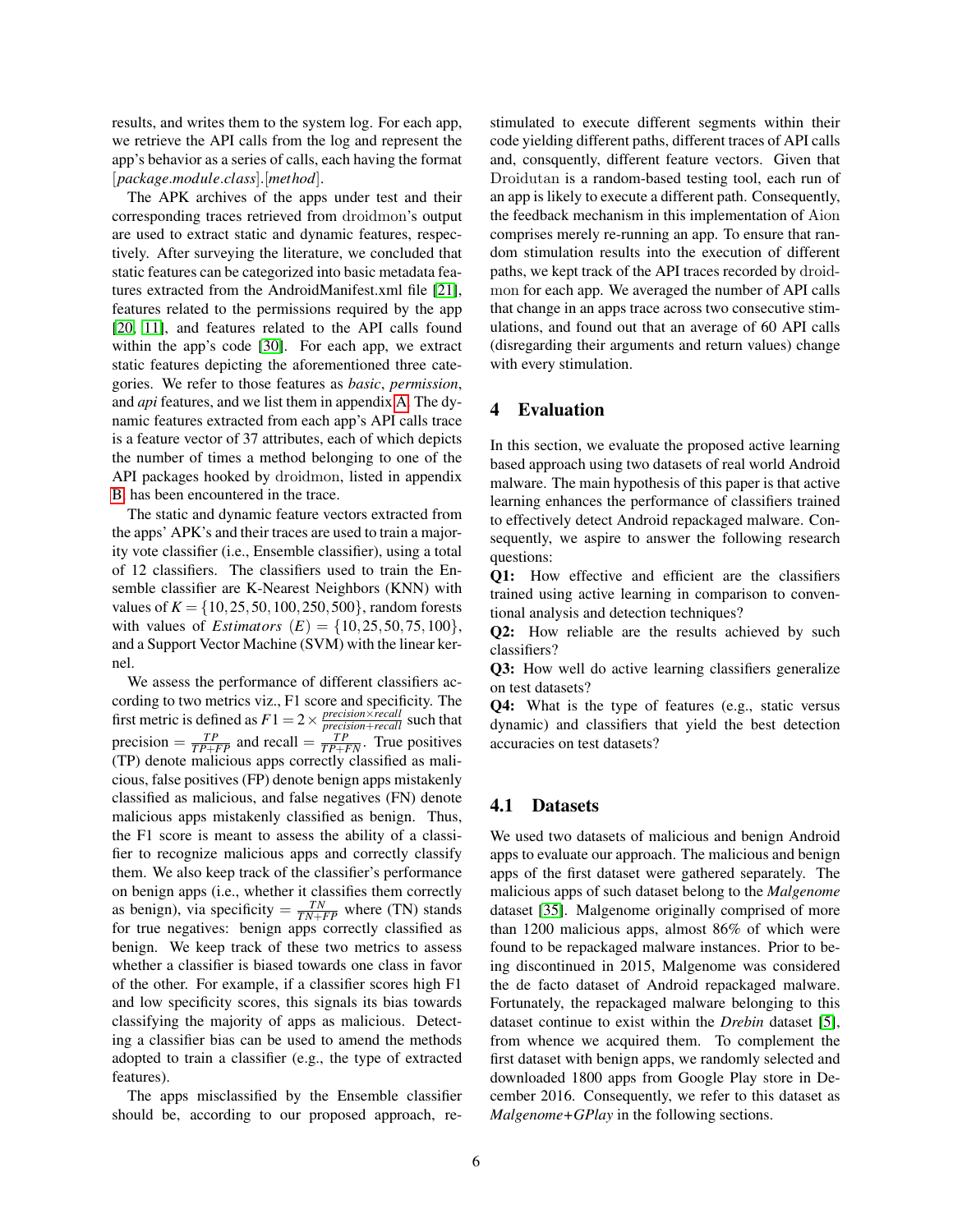results, and writes them to the system log. For each app, we retrieve the API calls from the log and represent the app's behavior as a series of calls, each having the format [*package.module.class*].[*method*].

The APK archives of the apps under test and their corresponding traces retrieved from droidmon's output are used to extract static and dynamic features, respectively. After surveying the literature, we concluded that static features can be categorized into basic metadata features extracted from the AndroidManifest.xml file [21], features related to the permissions required by the app [20, 11], and features related to the API calls found within the app's code [30]. For each app, we extract static features depicting the aforementioned three categories. We refer to those features as *basic*, *permission*, and *api* features, and we list them in appendix A. The dynamic features extracted from each app's API calls trace is a feature vector of 37 attributes, each of which depicts the number of times a method belonging to one of the API packages hooked by droidmon, listed in appendix B, has been encountered in the trace.

The static and dynamic feature vectors extracted from the apps' APK's and their traces are used to train a majority vote classifier (i.e., Ensemble classifier), using a total of 12 classifiers. The classifiers used to train the Ensemble classifier are K-Nearest Neighbors (KNN) with values of $K = \{10, 25, 50, 100, 250, 500\}$, random forests with values of *Estimators* $(E) = \{10, 25, 50, 75, 100\}$, and a Support Vector Machine (SVM) with the linear kernel.

We assess the performance of different classifiers according to two metrics viz., F1 score and specificity. The first metric is defined as $F1 = 2 \times \frac{precision \times recall}{precision + recall}$ such that precision $= \frac{TP}{TP+FP}$ and recall $= \frac{TP}{TP+FN}$. True positives (TP) denote malicious apps correctly classified as malicious, false positives (FP) denote benign apps mistakenly classified as malicious, and false negatives (FN) denote malicious apps mistakenly classified as benign. Thus, the F1 score is meant to assess the ability of a classifier to recognize malicious apps and correctly classify them. We also keep track of the classifier's performance on benign apps (i.e., whether it classifies them correctly as benign), via specificity $= \frac{TN}{TN+FP}$ where (TN) stands for true negatives: benign apps correctly classified as benign. We keep track of these two metrics to assess whether a classifier is biased towards one class in favor of the other. For example, if a classifier scores high F1 and low specificity scores, this signals its bias towards classifying the majority of apps as malicious. Detecting a classifier bias can be used to amend the methods adopted to train a classifier (e.g., the type of extracted features).

The apps misclassified by the Ensemble classifier should be, according to our proposed approach, restimulated to execute different segments within their code yielding different paths, different traces of API calls and, consquently, different feature vectors. Given that Droidutan is a random-based testing tool, each run of an app is likely to execute a different path. Consequently, the feedback mechanism in this implementation of Aion comprises merely re-running an app. To ensure that random stimulation results into the execution of different paths, we kept track of the API traces recorded by droidmon for each app. We averaged the number of API calls that change in an apps trace across two consecutive stimulations, and found out that an average of 60 API calls (disregarding their arguments and return values) change with every stimulation.

# 4 Evaluation

In this section, we evaluate the proposed active learning based approach using two datasets of real world Android malware. The main hypothesis of this paper is that active learning enhances the performance of classifiers trained to effectively detect Android repackaged malware. Consequently, we aspire to answer the following research questions:

**Q1:** How effective and efficient are the classifiers trained using active learning in comparison to conventional analysis and detection techniques?

**Q2:** How reliable are the results achieved by such classifiers?

**Q3:** How well do active learning classifiers generalize on test datasets?

**Q4:** What is the type of features (e.g., static versus dynamic) and classifiers that yield the best detection accuracies on test datasets?

## 4.1 Datasets

We used two datasets of malicious and benign Android apps to evaluate our approach. The malicious and benign apps of the first dataset were gathered separately. The malicious apps of such dataset belong to the *Malgenome* dataset [35]. Malgenome originally comprised of more than 1200 malicious apps, almost 86% of which were found to be repackaged malware instances. Prior to being discontinued in 2015, Malgenome was considered the de facto dataset of Android repackaged malware. Fortunately, the repackaged malware belonging to this dataset continue to exist within the *Drebin* dataset [5], from whence we acquired them. To complement the first dataset with benign apps, we randomly selected and downloaded 1800 apps from Google Play store in December 2016. Consequently, we refer to this dataset as *Malgenome+GPlay* in the following sections.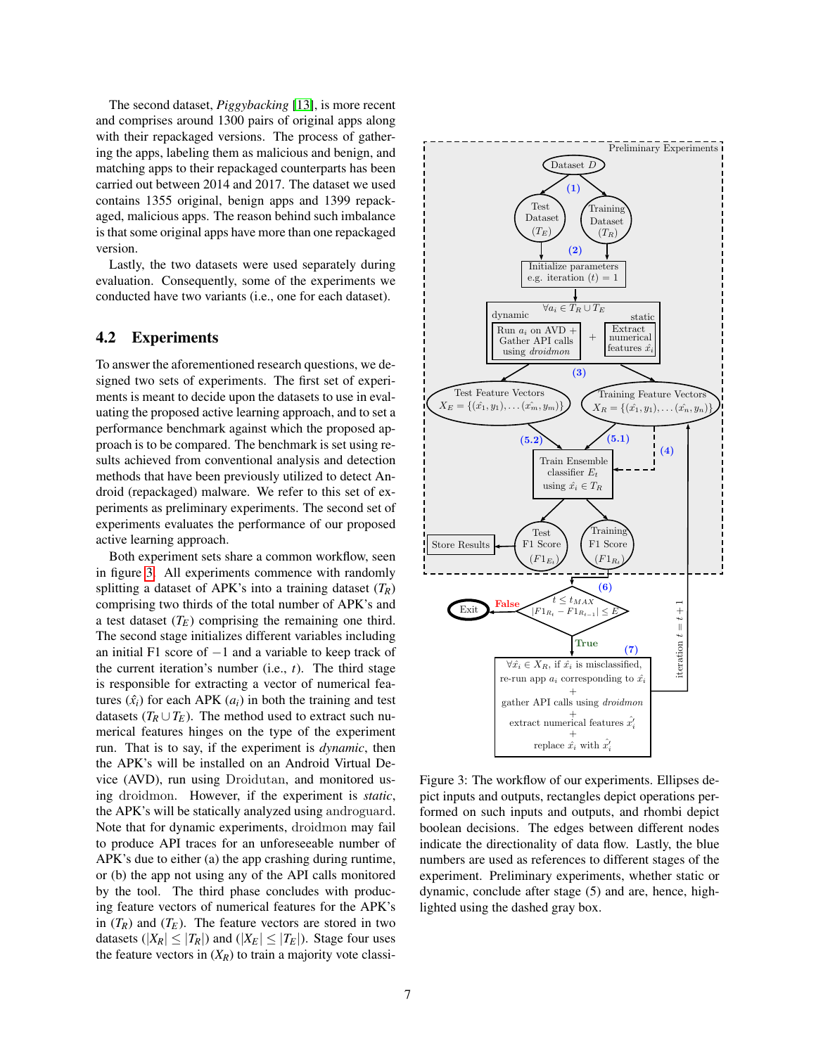The second dataset, *Piggybacking* [13], is more recent and comprises around 1300 pairs of original apps along with their repackaged versions. The process of gathering the apps, labeling them as malicious and benign, and matching apps to their repackaged counterparts has been carried out between 2014 and 2017. The dataset we used contains 1355 original, benign apps and 1399 repackaged, malicious apps. The reason behind such imbalance is that some original apps have more than one repackaged version.

Lastly, the two datasets were used separately during evaluation. Consequently, some of the experiments we conducted have two variants (i.e., one for each dataset).

## 4.2 Experiments

To answer the aforementioned research questions, we designed two sets of experiments. The first set of experiments is meant to decide upon the datasets to use in evaluating the proposed active learning approach, and to set a performance benchmark against which the proposed approach is to be compared. The benchmark is set using results achieved from conventional analysis and detection methods that have been previously utilized to detect Android (repackaged) malware. We refer to this set of experiments as preliminary experiments. The second set of experiments evaluates the performance of our proposed active learning approach.

Both experiment sets share a common workflow, seen in figure 3. All experiments commence with randomly splitting a dataset of APK's into a training dataset ($T_R$) comprising two thirds of the total number of APK's and a test dataset ($T_E$) comprising the remaining one third. The second stage initializes different variables including an initial F1 score of $-1$ and a variable to keep track of the current iteration's number (i.e., $t$). The third stage is responsible for extracting a vector of numerical features ($\hat{x}_i$) for each APK ($a_i$) in both the training and test datasets ($T_R \cup T_E$). The method used to extract such numerical features hinges on the type of the experiment run. That is to say, if the experiment is *dynamic*, then the APK's will be installed on an Android Virtual Device (AVD), run using Droidutan, and monitored using droidmon. However, if the experiment is *static*, the APK's will be statically analyzed using androguard. Note that for dynamic experiments, droidmon may fail to produce API traces for an unforeseeable number of APK's due to either (a) the app crashing during runtime, or (b) the app not using any of the API calls monitored by the tool. The third phase concludes with producing feature vectors of numerical features for the APK's in ($T_R$) and ($T_E$). The feature vectors are stored in two datasets ($|X_R| \leq |T_R|$) and ($|X_E| \leq |T_E|$). Stage four uses the feature vectors in ($X_R$) to train a majority vote classi-

Figure 3: The workflow of our experiments. Ellipses depict inputs and outputs, rectangles depict operations performed on such inputs and outputs, and rhombi depict boolean decisions. The edges between different nodes indicate the directionality of data flow. Lastly, the blue numbers are used as references to different stages of the experiment. Preliminary experiments, whether static or dynamic, conclude after stage (5) and are, hence, highlighted using the dashed gray box.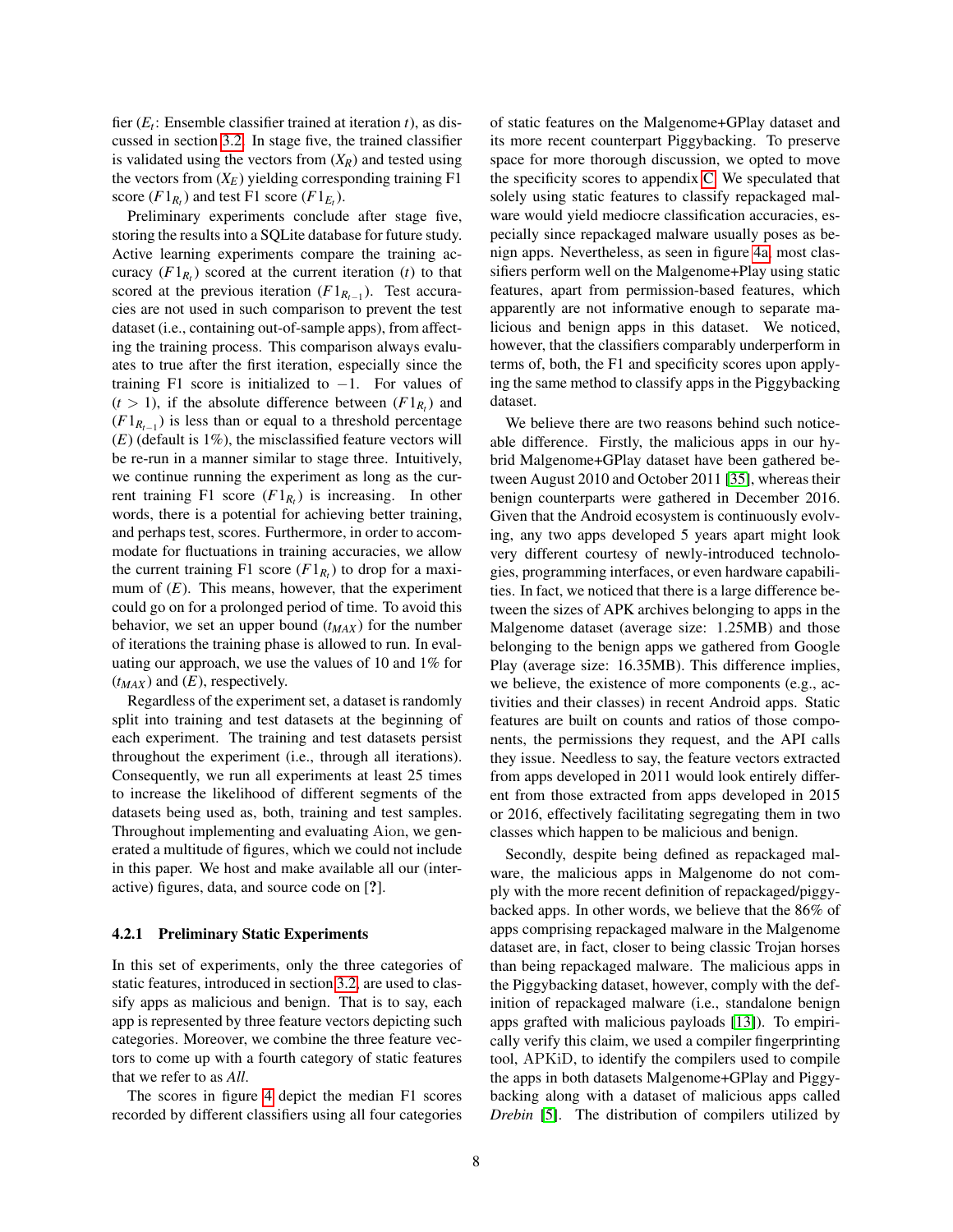fier ($E_t$: Ensemble classifier trained at iteration $t$), as discussed in section 3.2. In stage five, the trained classifier is validated using the vectors from ($X_R$) and tested using the vectors from ($X_E$) yielding corresponding training F1 score ($F1_{R_t}$) and test F1 score ($F1_{E_t}$).

Preliminary experiments conclude after stage five, storing the results into a SQLite database for future study. Active learning experiments compare the training accuracy ($F1_{R_t}$) scored at the current iteration ($t$) to that scored at the previous iteration ($F1_{R_{t-1}}$). Test accuracies are not used in such comparison to prevent the test dataset (i.e., containing out-of-sample apps), from affecting the training process. This comparison always evaluates to true after the first iteration, especially since the training F1 score is initialized to $-1$. For values of ($t > 1$), if the absolute difference between ($F1_{R_t}$) and ($F1_{R_{t-1}}$) is less than or equal to a threshold percentage ($E$) (default is 1%), the misclassified feature vectors will be re-run in a manner similar to stage three. Intuitively, we continue running the experiment as long as the current training F1 score ($F1_{R_t}$) is increasing. In other words, there is a potential for achieving better training, and perhaps test, scores. Furthermore, in order to accommodate for fluctuations in training accuracies, we allow the current training F1 score ($F1_{R_t}$) to drop for a maximum of ($E$). This means, however, that the experiment could go on for a prolonged period of time. To avoid this behavior, we set an upper bound ($t_{MAX}$) for the number of iterations the training phase is allowed to run. In evaluating our approach, we use the values of 10 and 1% for ($t_{MAX}$) and ($E$), respectively.

Regardless of the experiment set, a dataset is randomly split into training and test datasets at the beginning of each experiment. The training and test datasets persist throughout the experiment (i.e., through all iterations). Consequently, we run all experiments at least 25 times to increase the likelihood of different segments of the datasets being used as, both, training and test samples. Throughout implementing and evaluating Aion, we generated a multitude of figures, which we could not include in this paper. We host and make available all our (interactive) figures, data, and source code on [**?**].

#### 4.2.1 Preliminary Static Experiments

In this set of experiments, only the three categories of static features, introduced in section 3.2, are used to classify apps as malicious and benign. That is to say, each app is represented by three feature vectors depicting such categories. Moreover, we combine the three feature vectors to come up with a fourth category of static features that we refer to as *All*.

The scores in figure 4 depict the median F1 scores recorded by different classifiers using all four categories of static features on the Malgenome+GPlay dataset and its more recent counterpart Piggybacking. To preserve space for more thorough discussion, we opted to move the specificity scores to appendix C. We speculated that solely using static features to classify repackaged malware would yield mediocre classification accuracies, especially since repackaged malware usually poses as benign apps. Nevertheless, as seen in figure 4a, most classifiers perform well on the Malgenome+Play using static features, apart from permission-based features, which apparently are not informative enough to separate malicious and benign apps in this dataset. We noticed, however, that the classifiers comparably underperform in terms of, both, the F1 and specificity scores upon applying the same method to classify apps in the Piggybacking dataset.

We believe there are two reasons behind such noticeable difference. Firstly, the malicious apps in our hybrid Malgenome+GPlay dataset have been gathered between August 2010 and October 2011 [35], whereas their benign counterparts were gathered in December 2016. Given that the Android ecosystem is continuously evolving, any two apps developed 5 years apart might look very different courtesy of newly-introduced technologies, programming interfaces, or even hardware capabilities. In fact, we noticed that there is a large difference between the sizes of APK archives belonging to apps in the Malgenome dataset (average size: 1.25MB) and those belonging to the benign apps we gathered from Google Play (average size: 16.35MB). This difference implies, we believe, the existence of more components (e.g., activities and their classes) in recent Android apps. Static features are built on counts and ratios of those components, the permissions they request, and the API calls they issue. Needless to say, the feature vectors extracted from apps developed in 2011 would look entirely different from those extracted from apps developed in 2015 or 2016, effectively facilitating segregating them in two classes which happen to be malicious and benign.

Secondly, despite being defined as repackaged malware, the malicious apps in Malgenome do not comply with the more recent definition of repackaged/piggybacked apps. In other words, we believe that the 86% of apps comprising repackaged malware in the Malgenome dataset are, in fact, closer to being classic Trojan horses than being repackaged malware. The malicious apps in the Piggybacking dataset, however, comply with the definition of repackaged malware (i.e., standalone benign apps grafted with malicious payloads [13]). To empirically verify this claim, we used a compiler fingerprinting tool, APKiD, to identify the compilers used to compile the apps in both datasets Malgenome+GPlay and Piggybacking along with a dataset of malicious apps called *Drebin* [5]. The distribution of compilers utilized by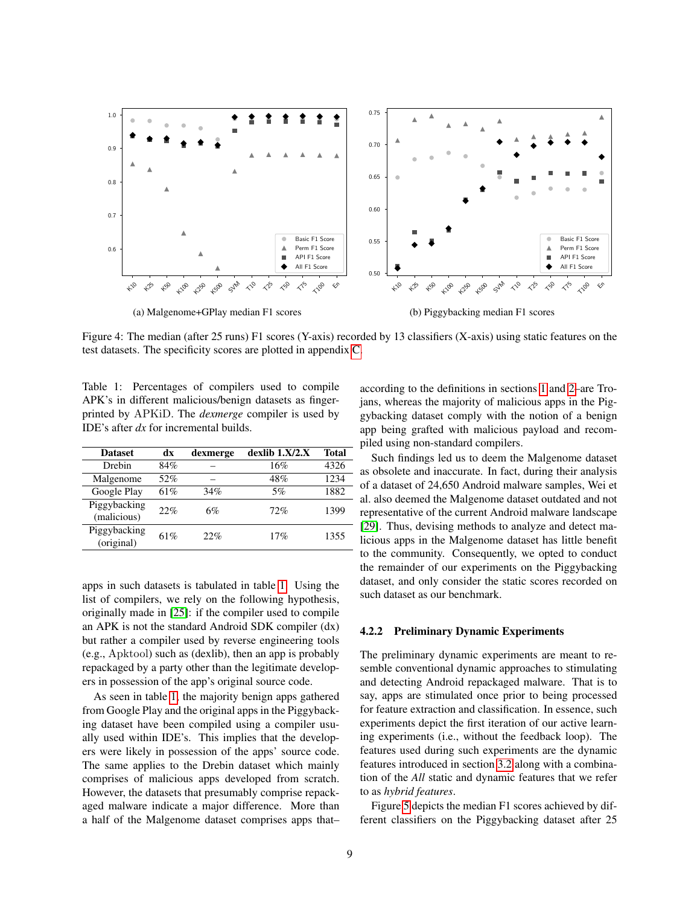(a) Malgenome+GPlay median F1 scores

(b) Piggybacking median F1 scores

Figure 4: The median (after 25 runs) F1 scores (Y-axis) recorded by 13 classifiers (X-axis) using static features on the test datasets. The specificity scores are plotted in appendix C.

Table 1: Percentages of compilers used to compile APK's in different malicious/benign datasets as fingerprinted by APKiD. The *dexmerge* compiler is used by IDE's after *dx* for incremental builds.

| Dataset | dx | dexmerge | dexlib 1.X/2.X | Total |
|---|---|---|---|---|
| Drebin | 84% | – | 16% | 4326 |
| Malgenome | 52% | – | 48% | 1234 |
| Google Play | 61% | 34% | 5% | 1882 |
| Piggybacking (malicious) | 22% | 6% | 72% | 1399 |
| Piggybacking (original) | 61% | 22% | 17% | 1355 |

apps in such datasets is tabulated in table 1. Using the list of compilers, we rely on the following hypothesis, originally made in [25]: if the compiler used to compile an APK is not the standard Android SDK compiler (dx) but rather a compiler used by reverse engineering tools (e.g., Apktool) such as (dexlib), then an app is probably repackaged by a party other than the legitimate developers in possession of the app's original source code.

As seen in table 1, the majority benign apps gathered from Google Play and the original apps in the Piggybacking dataset have been compiled using a compiler usually used within IDE's. This implies that the developers were likely in possession of the apps' source code. The same applies to the Drebin dataset which mainly comprises of malicious apps developed from scratch. However, the datasets that presumably comprise repackaged malware indicate a major difference. More than a half of the Malgenome dataset comprises apps that–according to the definitions in sections 1 and 2–are Trojans, whereas the majority of malicious apps in the Piggybacking dataset comply with the notion of a benign app being grafted with malicious payload and recompiled using non-standard compilers.

Such findings led us to deem the Malgenome dataset as obsolete and inaccurate. In fact, during their analysis of a dataset of 24,650 Android malware samples, Wei et al. also deemed the Malgenome dataset outdated and not representative of the current Android malware landscape [29]. Thus, devising methods to analyze and detect malicious apps in the Malgenome dataset has little benefit to the community. Consequently, we opted to conduct the remainder of our experiments on the Piggybacking dataset, and only consider the static scores recorded on such dataset as our benchmark.

#### 4.2.2 Preliminary Dynamic Experiments

The preliminary dynamic experiments are meant to resemble conventional dynamic approaches to stimulating and detecting Android repackaged malware. That is to say, apps are stimulated once prior to being processed for feature extraction and classification. In essence, such experiments depict the first iteration of our active learning experiments (i.e., without the feedback loop). The features used during such experiments are the dynamic features introduced in section 3.2 along with a combination of the *All* static and dynamic features that we refer to as *hybrid features*.

Figure 5 depicts the median F1 scores achieved by different classifiers on the Piggybacking dataset after 25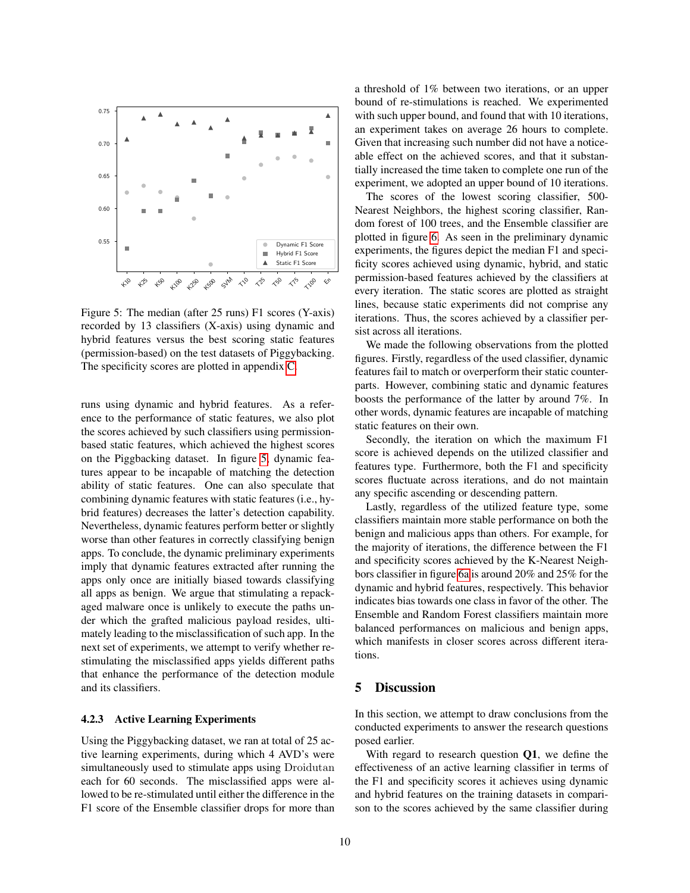Figure 5: The median (after 25 runs) F1 scores (Y-axis) recorded by 13 classifiers (X-axis) using dynamic and hybrid features versus the best scoring static features (permission-based) on the test datasets of Piggybacking. The specificity scores are plotted in appendix C.

runs using dynamic and hybrid features. As a reference to the performance of static features, we also plot the scores achieved by such classifiers using permission-based static features, which achieved the highest scores on the Piggybacking dataset. In figure 5, dynamic features appear to be incapable of matching the detection ability of static features. One can also speculate that combining dynamic features with static features (i.e., hybrid features) decreases the latter's detection capability. Nevertheless, dynamic features perform better or slightly worse than other features in correctly classifying benign apps. To conclude, the dynamic preliminary experiments imply that dynamic features extracted after running the apps only once are initially biased towards classifying all apps as benign. We argue that stimulating a repackaged malware once is unlikely to execute the paths under which the grafted malicious payload resides, ultimately leading to the misclassification of such app. In the next set of experiments, we attempt to verify whether re-stimulating the misclassified apps yields different paths that enhance the performance of the detection module and its classifiers.

#### 4.2.3 Active Learning Experiments

Using the Piggybacking dataset, we ran at total of 25 active learning experiments, during which 4 AVD's were simultaneously used to stimulate apps using Droidutan each for 60 seconds. The misclassified apps were allowed to be re-stimulated until either the difference in the F1 score of the Ensemble classifier drops for more than a threshold of 1% between two iterations, or an upper bound of re-stimulations is reached. We experimented with such upper bound, and found that with 10 iterations, an experiment takes on average 26 hours to complete. Given that increasing such number did not have a noticeable effect on the achieved scores, and that it substantially increased the time taken to complete one run of the experiment, we adopted an upper bound of 10 iterations.

The scores of the lowest scoring classifier, 500-Nearest Neighbors, the highest scoring classifier, Random forest of 100 trees, and the Ensemble classifier are plotted in figure 6. As seen in the preliminary dynamic experiments, the figures depict the median F1 and specificity scores achieved using dynamic, hybrid, and static permission-based features achieved by the classifiers at every iteration. The static scores are plotted as straight lines, because static experiments did not comprise any iterations. Thus, the scores achieved by a classifier persist across all iterations.

We made the following observations from the plotted figures. Firstly, regardless of the used classifier, dynamic features fail to match or overperform their static counterparts. However, combining static and dynamic features boosts the performance of the latter by around 7%. In other words, dynamic features are incapable of matching static features on their own.

Secondly, the iteration on which the maximum F1 score is achieved depends on the utilized classifier and features type. Furthermore, both the F1 and specificity scores fluctuate across iterations, and do not maintain any specific ascending or descending pattern.

Lastly, regardless of the utilized feature type, some classifiers maintain more stable performance on both the benign and malicious apps than others. For example, for the majority of iterations, the difference between the F1 and specificity scores achieved by the K-Nearest Neighbors classifier in figure 6a is around 20% and 25% for the dynamic and hybrid features, respectively. This behavior indicates bias towards one class in favor of the other. The Ensemble and Random Forest classifiers maintain more balanced performances on malicious and benign apps, which manifests in closer scores across different iterations.

## 5 Discussion

In this section, we attempt to draw conclusions from the conducted experiments to answer the research questions posed earlier.

With regard to research question **Q1**, we define the effectiveness of an active learning classifier in terms of the F1 and specificity scores it achieves using dynamic and hybrid features on the training datasets in comparison to the scores achieved by the same classifier during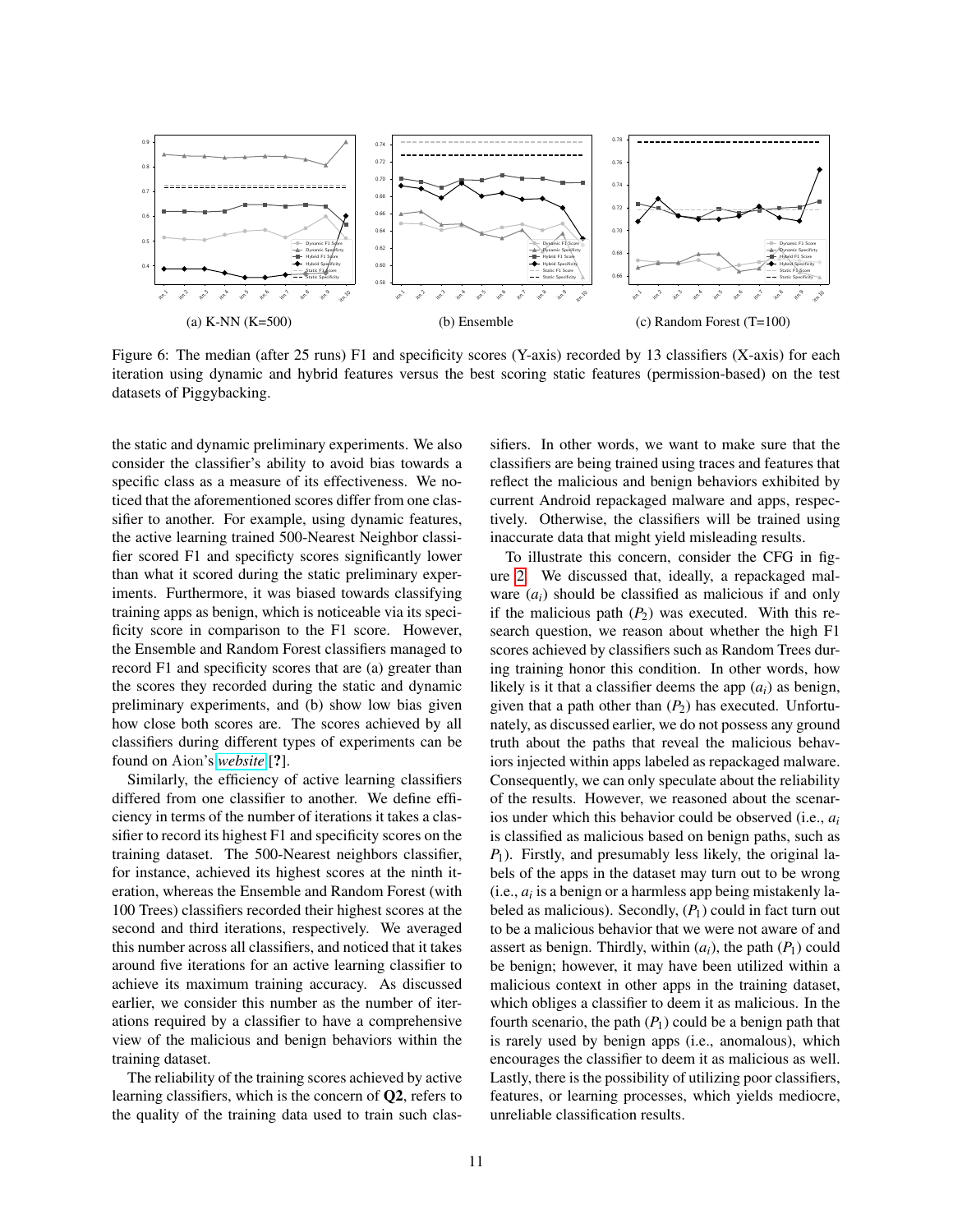(a) K-NN (K=500)

(b) Ensemble

(c) Random Forest (T=100)

Figure 6: The median (after 25 runs) F1 and specificity scores (Y-axis) recorded by 13 classifiers (X-axis) for each iteration using dynamic and hybrid features versus the best scoring static features (permission-based) on the test datasets of Piggybacking.

the static and dynamic preliminary experiments. We also consider the classifier's ability to avoid bias towards a specific class as a measure of its effectiveness. We noticed that the aforementioned scores differ from one classifier to another. For example, using dynamic features, the active learning trained 500-Nearest Neighbor classifier scored F1 and specificty scores significantly lower than what it scored during the static preliminary experiments. Furthermore, it was biased towards classifying training apps as benign, which is noticeable via its specificity score in comparison to the F1 score. However, the Ensemble and Random Forest classifiers managed to record F1 and specificity scores that are (a) greater than the scores they recorded during the static and dynamic preliminary experiments, and (b) show low bias given how close both scores are. The scores achieved by all classifiers during different types of experiments can be found on Aion's *website* [?].

Similarly, the efficiency of active learning classifiers differed from one classifier to another. We define efficiency in terms of the number of iterations it takes a classifier to record its highest F1 and specificity scores on the training dataset. The 500-Nearest neighbors classifier, for instance, achieved its highest scores at the ninth iteration, whereas the Ensemble and Random Forest (with 100 Trees) classifiers recorded their highest scores at the second and third iterations, respectively. We averaged this number across all classifiers, and noticed that it takes around five iterations for an active learning classifier to achieve its maximum training accuracy. As discussed earlier, we consider this number as the number of iterations required by a classifier to have a comprehensive view of the malicious and benign behaviors within the training dataset.

The reliability of the training scores achieved by active learning classifiers, which is the concern of **Q2**, refers to the quality of the training data used to train such classifiers. In other words, we want to make sure that the classifiers are being trained using traces and features that reflect the malicious and benign behaviors exhibited by current Android repackaged malware and apps, respectively. Otherwise, the classifiers will be trained using inaccurate data that might yield misleading results.

To illustrate this concern, consider the CFG in figure 2. We discussed that, ideally, a repackaged malware ($a_i$) should be classified as malicious if and only if the malicious path ($P_2$) was executed. With this research question, we reason about whether the high F1 scores achieved by classifiers such as Random Trees during training honor this condition. In other words, how likely is it that a classifier deems the app ($a_i$) as benign, given that a path other than ($P_2$) has executed. Unfortunately, as discussed earlier, we do not possess any ground truth about the paths that reveal the malicious behaviors injected within apps labeled as repackaged malware. Consequently, we can only speculate about the reliability of the results. However, we reasoned about the scenarios under which this behavior could be observed (i.e., $a_i$ is classified as malicious based on benign paths, such as $P_1$). Firstly, and presumably less likely, the original labels of the apps in the dataset may turn out to be wrong (i.e., $a_i$ is a benign or a harmless app being mistakenly labeled as malicious). Secondly, ($P_1$) could in fact turn out to be a malicious behavior that we were not aware of and assert as benign. Thirdly, within ($a_i$), the path ($P_1$) could be benign; however, it may have been utilized within a malicious context in other apps in the training dataset, which obliges a classifier to deem it as malicious. In the fourth scenario, the path ($P_1$) could be a benign path that is rarely used by benign apps (i.e., anomalous), which encourages the classifier to deem it as malicious as well. Lastly, there is the possibility of utilizing poor classifiers, features, or learning processes, which yields mediocre, unreliable classification results.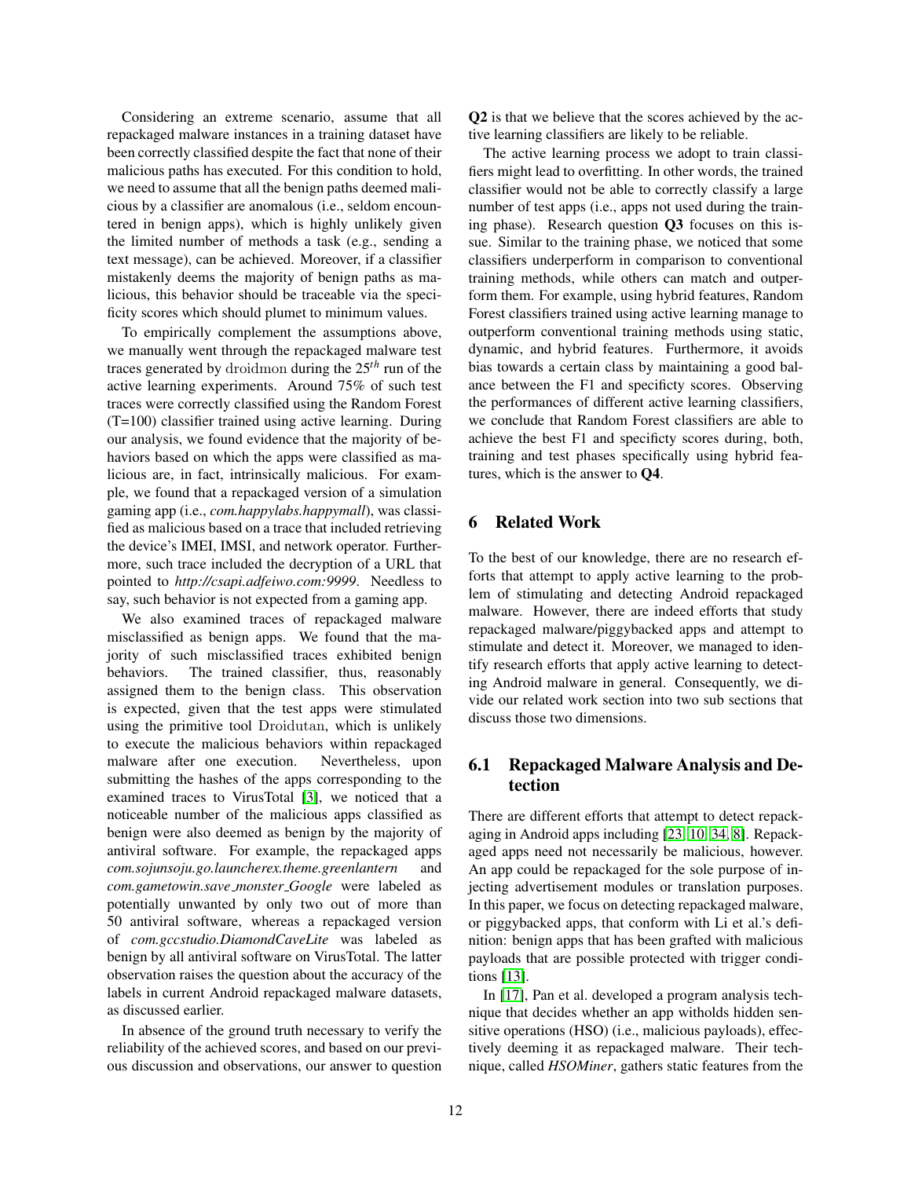Considering an extreme scenario, assume that all repackaged malware instances in a training dataset have been correctly classified despite the fact that none of their malicious paths has executed. For this condition to hold, we need to assume that all the benign paths deemed malicious by a classifier are anomalous (i.e., seldom encountered in benign apps), which is highly unlikely given the limited number of methods a task (e.g., sending a text message), can be achieved. Moreover, if a classifier mistakenly deems the majority of benign paths as malicious, this behavior should be traceable via the specificity scores which should plumet to minimum values.

To empirically complement the assumptions above, we manually went through the repackaged malware test traces generated by droidmon during the $25^{th}$ run of the active learning experiments. Around 75% of such test traces were correctly classified using the Random Forest (T=100) classifier trained using active learning. During our analysis, we found evidence that the majority of behaviors based on which the apps were classified as malicious are, in fact, intrinsically malicious. For example, we found that a repackaged version of a simulation gaming app (i.e., *com.happylabs.happymall*), was classified as malicious based on a trace that included retrieving the device's IMEI, IMSI, and network operator. Furthermore, such trace included the decryption of a URL that pointed to *http://csapi.adfeiwo.com:9999*. Needless to say, such behavior is not expected from a gaming app.

We also examined traces of repackaged malware misclassified as benign apps. We found that the majority of such misclassified traces exhibited benign behaviors. The trained classifier, thus, reasonably assigned them to the benign class. This observation is expected, given that the test apps were stimulated using the primitive tool Droidutan, which is unlikely to execute the malicious behaviors within repackaged malware after one execution. Nevertheless, upon submitting the hashes of the apps corresponding to the examined traces to VirusTotal [3], we noticed that a noticeable number of the malicious apps classified as benign were also deemed as benign by the majority of antiviral software. For example, the repackaged apps *com.sojunsoju.go.launcherex.theme.greenlantern* and *com.gametowin.save_monster_Google* were labeled as potentially unwanted by only two out of more than 50 antiviral software, whereas a repackaged version of *com.gccstudio.DiamondCaveLite* was labeled as benign by all antiviral software on VirusTotal. The latter observation raises the question about the accuracy of the labels in current Android repackaged malware datasets, as discussed earlier.

In absence of the ground truth necessary to verify the reliability of the achieved scores, and based on our previous discussion and observations, our answer to question **Q2** is that we believe that the scores achieved by the active learning classifiers are likely to be reliable.

The active learning process we adopt to train classifiers might lead to overfitting. In other words, the trained classifier would not be able to correctly classify a large number of test apps (i.e., apps not used during the training phase). Research question **Q3** focuses on this issue. Similar to the training phase, we noticed that some classifiers underperform in comparison to conventional training methods, while others can match and outperform them. For example, using hybrid features, Random Forest classifiers trained using active learning manage to outperform conventional training methods using static, dynamic, and hybrid features. Furthermore, it avoids bias towards a certain class by maintaining a good balance between the F1 and specificty scores. Observing the performances of different active learning classifiers, we conclude that Random Forest classifiers are able to achieve the best F1 and specificty scores during, both, training and test phases specifically using hybrid features, which is the answer to **Q4**.

# 6 Related Work

To the best of our knowledge, there are no research efforts that attempt to apply active learning to the problem of stimulating and detecting Android repackaged malware. However, there are indeed efforts that study repackaged malware/piggybacked apps and attempt to stimulate and detect it. Moreover, we managed to identify research efforts that apply active learning to detecting Android malware in general. Consequently, we divide our related work section into two sub sections that discuss those two dimensions.

## 6.1 Repackaged Malware Analysis and Detection

There are different efforts that attempt to detect repackaging in Android apps including [23, 10, 34, 8]. Repackaged apps need not necessarily be malicious, however. An app could be repackaged for the sole purpose of injecting advertisement modules or translation purposes. In this paper, we focus on detecting repackaged malware, or piggybacked apps, that conform with Li et al.'s definition: benign apps that has been grafted with malicious payloads that are possible protected with trigger conditions [13].

In [17], Pan et al. developed a program analysis technique that decides whether an app witholds hidden sensitive operations (HSO) (i.e., malicious payloads), effectively deeming it as repackaged malware. Their technique, called *HSOMiner*, gathers static features from the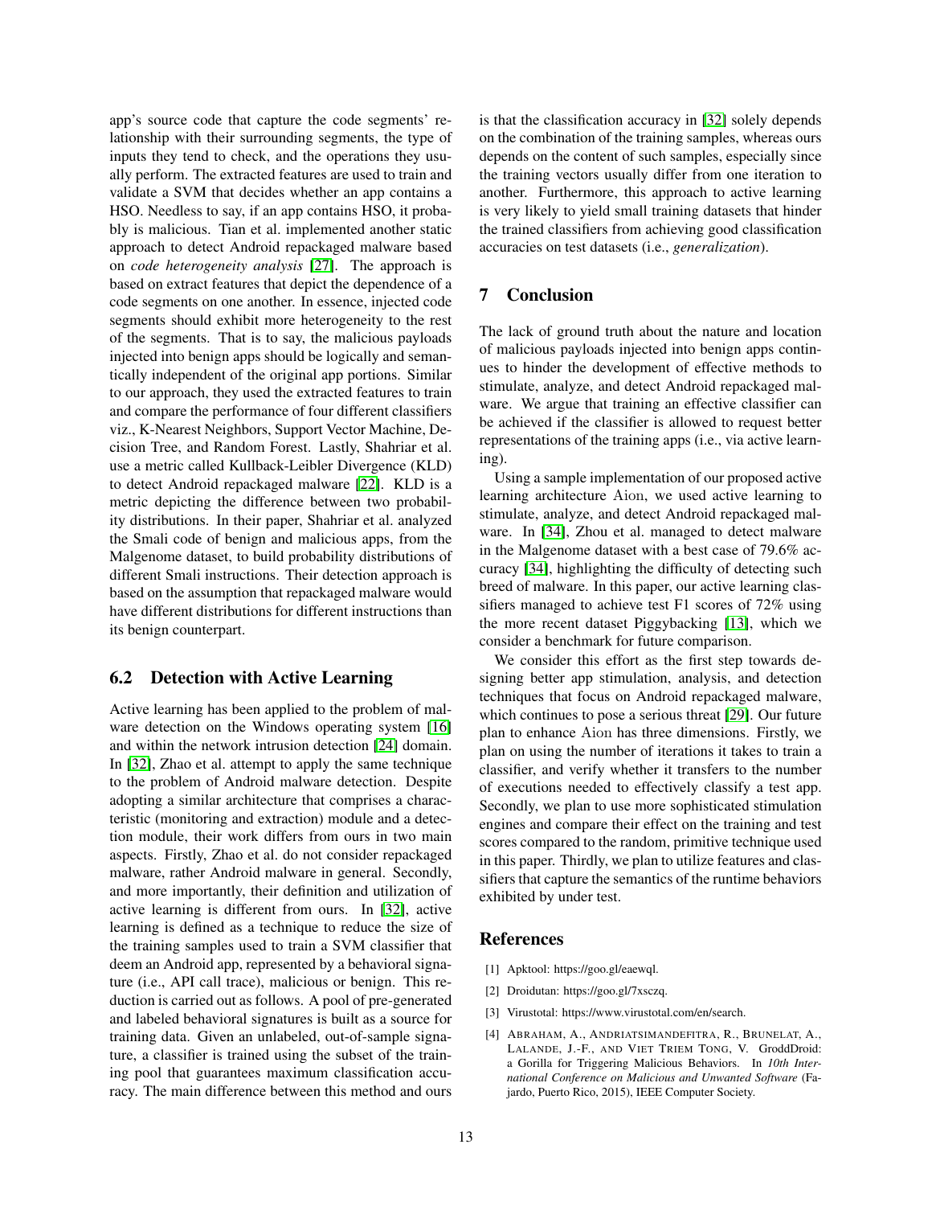app's source code that capture the code segments' relationship with their surrounding segments, the type of inputs they tend to check, and the operations they usually perform. The extracted features are used to train and validate a SVM that decides whether an app contains a HSO. Needless to say, if an app contains HSO, it probably is malicious. Tian et al. implemented another static approach to detect Android repackaged malware based on *code heterogeneity analysis* [27]. The approach is based on extract features that depict the dependence of a code segments on one another. In essence, injected code segments should exhibit more heterogeneity to the rest of the segments. That is to say, the malicious payloads injected into benign apps should be logically and semantically independent of the original app portions. Similar to our approach, they used the extracted features to train and compare the performance of four different classifiers viz., K-Nearest Neighbors, Support Vector Machine, Decision Tree, and Random Forest. Lastly, Shahriar et al. use a metric called Kullback-Leibler Divergence (KLD) to detect Android repackaged malware [22]. KLD is a metric depicting the difference between two probability distributions. In their paper, Shahriar et al. analyzed the Smali code of benign and malicious apps, from the Malgenome dataset, to build probability distributions of different Smali instructions. Their detection approach is based on the assumption that repackaged malware would have different distributions for different instructions than its benign counterpart.

## 6.2 Detection with Active Learning

Active learning has been applied to the problem of malware detection on the Windows operating system [16] and within the network intrusion detection [24] domain. In [32], Zhao et al. attempt to apply the same technique to the problem of Android malware detection. Despite adopting a similar architecture that comprises a characteristic (monitoring and extraction) module and a detection module, their work differs from ours in two main aspects. Firstly, Zhao et al. do not consider repackaged malware, rather Android malware in general. Secondly, and more importantly, their definition and utilization of active learning is different from ours. In [32], active learning is defined as a technique to reduce the size of the training samples used to train a SVM classifier that deem an Android app, represented by a behavioral signature (i.e., API call trace), malicious or benign. This reduction is carried out as follows. A pool of pre-generated and labeled behavioral signatures is built as a source for training data. Given an unlabeled, out-of-sample signature, a classifier is trained using the subset of the training pool that guarantees maximum classification accuracy. The main difference between this method and ours is that the classification accuracy in [32] solely depends on the combination of the training samples, whereas ours depends on the content of such samples, especially since the training vectors usually differ from one iteration to another. Furthermore, this approach to active learning is very likely to yield small training datasets that hinder the trained classifiers from achieving good classification accuracies on test datasets (i.e., *generalization*).

# 7 Conclusion

The lack of ground truth about the nature and location of malicious payloads injected into benign apps continues to hinder the development of effective methods to stimulate, analyze, and detect Android repackaged malware. We argue that training an effective classifier can be achieved if the classifier is allowed to request better representations of the training apps (i.e., via active learning).

Using a sample implementation of our proposed active learning architecture Aion, we used active learning to stimulate, analyze, and detect Android repackaged malware. In [34], Zhou et al. managed to detect malware in the Malgenome dataset with a best case of 79.6% accuracy [34], highlighting the difficulty of detecting such breed of malware. In this paper, our active learning classifiers managed to achieve test F1 scores of 72% using the more recent dataset Piggybacking [13], which we consider a benchmark for future comparison.

We consider this effort as the first step towards designing better app stimulation, analysis, and detection techniques that focus on Android repackaged malware, which continues to pose a serious threat [29]. Our future plan to enhance Aion has three dimensions. Firstly, we plan on using the number of iterations it takes to train a classifier, and verify whether it transfers to the number of executions needed to effectively classify a test app. Secondly, we plan to use more sophisticated stimulation engines and compare their effect on the training and test scores compared to the random, primitive technique used in this paper. Thirdly, we plan to utilize features and classifiers that capture the semantics of the runtime behaviors exhibited by under test.

# References

[1] Apktool: https://goo.gl/eaewql.

[2] Droidutan: https://goo.gl/7xsczq.

[3] Virustotal: https://www.virustotal.com/en/search.

[4] ABRAHAM, A., ANDRIATSIMANDEFITRA, R., BRUNELAT, A., LALANDE, J.-F., AND VIET TRIEM TONG, V. GroddDroid: a Gorilla for Triggering Malicious Behaviors. In *10th International Conference on Malicious and Unwanted Software* (Fajardo, Puerto Rico, 2015), IEEE Computer Society.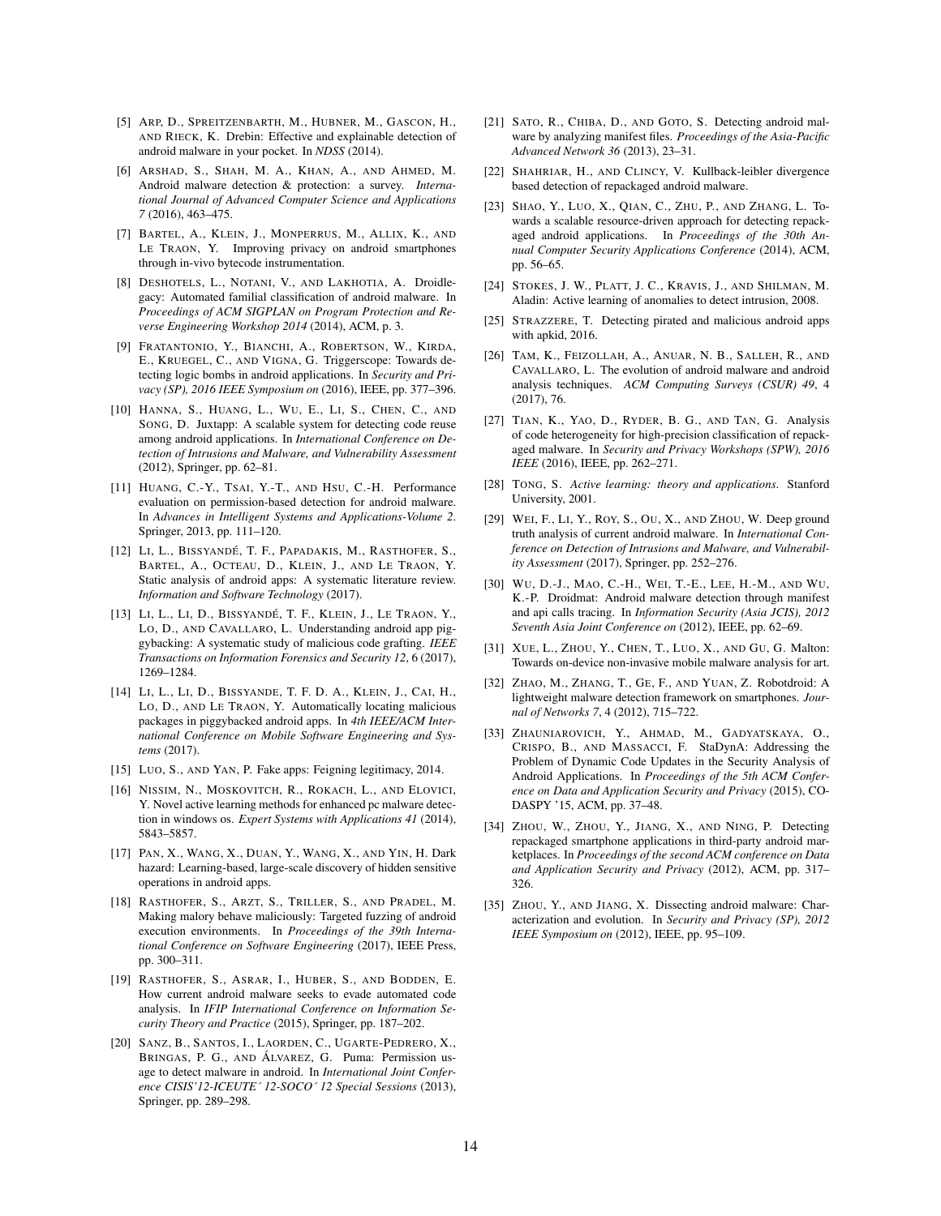[5] Arp, D., Spreitzenbarth, M., Hubner, M., Gascon, H., and Rieck, K. Drebin: Effective and explainable detection of android malware in your pocket. In *NDSS* (2014).

[6] Arshad, S., Shah, M. A., Khan, A., and Ahmed, M. Android malware detection & protection: a survey. *International Journal of Advanced Computer Science and Applications 7* (2016), 463–475.

[7] Bartel, A., Klein, J., Monperrus, M., Allix, K., and Le Traon, Y. Improving privacy on android smartphones through in-vivo bytecode instrumentation.

[8] Deshotels, L., Notani, V., and Lakhotia, A. Droidlegacy: Automated familial classification of android malware. In *Proceedings of ACM SIGPLAN on Program Protection and Reverse Engineering Workshop 2014* (2014), ACM, p. 3.

[9] Fratantonio, Y., Bianchi, A., Robertson, W., Kirda, E., Kruegel, C., and Vigna, G. Triggerscope: Towards detecting logic bombs in android applications. In *Security and Privacy (SP), 2016 IEEE Symposium on* (2016), IEEE, pp. 377–396.

[10] Hanna, S., Huang, L., Wu, E., Li, S., Chen, C., and Song, D. Juxtapp: A scalable system for detecting code reuse among android applications. In *International Conference on Detection of Intrusions and Malware, and Vulnerability Assessment* (2012), Springer, pp. 62–81.

[11] Huang, C.-Y., Tsai, Y.-T., and Hsu, C.-H. Performance evaluation on permission-based detection for android malware. In *Advances in Intelligent Systems and Applications-Volume 2*. Springer, 2013, pp. 111–120.

[12] Li, L., Bissyandé, T. F., Papadakis, M., Rasthofer, S., Bartel, A., Octeau, D., Klein, J., and Le Traon, Y. Static analysis of android apps: A systematic literature review. *Information and Software Technology* (2017).

[13] Li, L., Li, D., Bissyandé, T. F., Klein, J., Le Traon, Y., Lo, D., and Cavallaro, L. Understanding android app piggybacking: A systematic study of malicious code grafting. *IEEE Transactions on Information Forensics and Security 12*, 6 (2017), 1269–1284.

[14] Li, L., Li, D., Bissyande, T. F. D. A., Klein, J., Cai, H., Lo, D., and Le Traon, Y. Automatically locating malicious packages in piggybacked android apps. In *4th IEEE/ACM International Conference on Mobile Software Engineering and Systems* (2017).

[15] Luo, S., and Yan, P. Fake apps: Feigning legitimacy, 2014.

[16] Nissim, N., Moskovitch, R., Rokach, L., and Elovici, Y. Novel active learning methods for enhanced pc malware detection in windows os. *Expert Systems with Applications 41* (2014), 5843–5857.

[17] Pan, X., Wang, X., Duan, Y., Wang, X., and Yin, H. Dark hazard: Learning-based, large-scale discovery of hidden sensitive operations in android apps.

[18] Rasthofer, S., Arzt, S., Triller, S., and Pradel, M. Making malory behave maliciously: Targeted fuzzing of android execution environments. In *Proceedings of the 39th International Conference on Software Engineering* (2017), IEEE Press, pp. 300–311.

[19] Rasthofer, S., Asrar, I., Huber, S., and Bodden, E. How current android malware seeks to evade automated code analysis. In *IFIP International Conference on Information Security Theory and Practice* (2015), Springer, pp. 187–202.

[20] Sanz, B., Santos, I., Laorden, C., Ugarte-Pedrero, X., Bringas, P. G., and Álvarez, G. Puma: Permission usage to detect malware in android. In *International Joint Conference CISIS'12-ICEUTE´ 12-SOCO´ 12 Special Sessions* (2013), Springer, pp. 289–298.

[21] Sato, R., Chiba, D., and Goto, S. Detecting android malware by analyzing manifest files. *Proceedings of the Asia-Pacific Advanced Network 36* (2013), 23–31.

[22] Shahriar, H., and Clincy, V. Kullback-leibler divergence based detection of repackaged android malware.

[23] Shao, Y., Luo, X., Qian, C., Zhu, P., and Zhang, L. Towards a scalable resource-driven approach for detecting repackaged android applications. In *Proceedings of the 30th Annual Computer Security Applications Conference* (2014), ACM, pp. 56–65.

[24] Stokes, J. W., Platt, J. C., Kravis, J., and Shilman, M. Aladin: Active learning of anomalies to detect intrusion, 2008.

[25] Strazzere, T. Detecting pirated and malicious android apps with apkid, 2016.

[26] Tam, K., Feizollah, A., Anuar, N. B., Salleh, R., and Cavallaro, L. The evolution of android malware and android analysis techniques. *ACM Computing Surveys (CSUR) 49*, 4 (2017), 76.

[27] Tian, K., Yao, D., Ryder, B. G., and Tan, G. Analysis of code heterogeneity for high-precision classification of repackaged malware. In *Security and Privacy Workshops (SPW), 2016 IEEE* (2016), IEEE, pp. 262–271.

[28] Tong, S. *Active learning: theory and applications*. Stanford University, 2001.

[29] Wei, F., Li, Y., Roy, S., Ou, X., and Zhou, W. Deep ground truth analysis of current android malware. In *International Conference on Detection of Intrusions and Malware, and Vulnerability Assessment* (2017), Springer, pp. 252–276.

[30] Wu, D.-J., Mao, C.-H., Wei, T.-E., Lee, H.-M., and Wu, K.-P. Droidmat: Android malware detection through manifest and api calls tracing. In *Information Security (Asia JCIS), 2012 Seventh Asia Joint Conference on* (2012), IEEE, pp. 62–69.

[31] Xue, L., Zhou, Y., Chen, T., Luo, X., and Gu, G. Malton: Towards on-device non-invasive mobile malware analysis for art.

[32] Zhao, M., Zhang, T., Ge, F., and Yuan, Z. Robotdroid: A lightweight malware detection framework on smartphones. *Journal of Networks 7*, 4 (2012), 715–722.

[33] Zhauniarovich, Y., Ahmad, M., Gadyatskaya, O., Crispo, B., and Massacci, F. StaDynA: Addressing the Problem of Dynamic Code Updates in the Security Analysis of Android Applications. In *Proceedings of the 5th ACM Conference on Data and Application Security and Privacy* (2015), CODASPY '15, ACM, pp. 37–48.

[34] Zhou, W., Zhou, Y., Jiang, X., and Ning, P. Detecting repackaged smartphone applications in third-party android marketplaces. In *Proceedings of the second ACM conference on Data and Application Security and Privacy* (2012), ACM, pp. 317–326.

[35] Zhou, Y., and Jiang, X. Dissecting android malware: Characterization and evolution. In *Security and Privacy (SP), 2012 IEEE Symposium on* (2012), IEEE, pp. 95–109.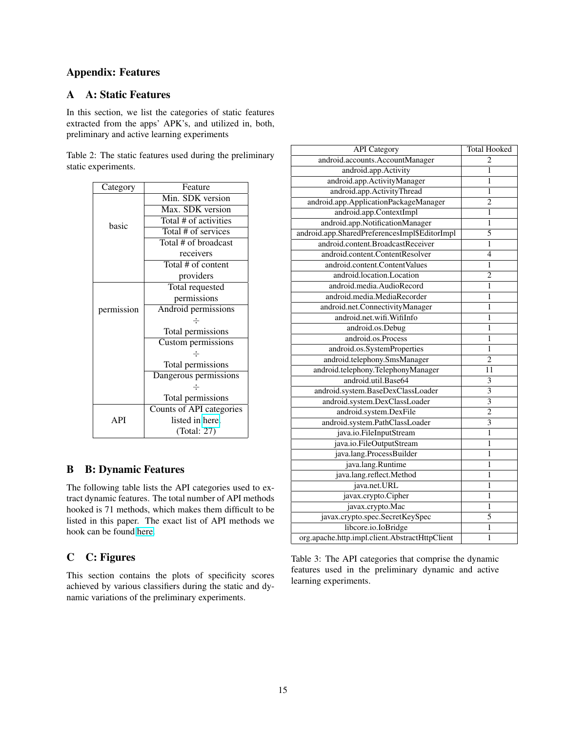## Appendix: Features

### A A: Static Features

In this section, we list the categories of static features extracted from the apps' APK's, and utilized in, both, preliminary and active learning experiments

Table 2: The static features used during the preliminary static experiments.

| Category | Feature |
|---|---|
| basic | Min. SDK version |
| | Max. SDK version |
| | Total # of activities |
| | Total # of services |
| | Total # of broadcast receivers |
| | Total # of content providers |
| permission | Total requested permissions |
| | Android permissions ÷ Total permissions |
| | Custom permissions ÷ Total permissions |
| | Dangerous permissions ÷ Total permissions |
| API | Counts of API categories listed in here. (Total: 27) |

### B B: Dynamic Features

The following table lists the API categories used to extract dynamic features. The total number of API methods hooked is 71 methods, which makes them difficult to be listed in this paper. The exact list of API methods we hook can be found here.

| API Category | Total Hooked |
|---|---|
| android.accounts.AccountManager | 2 |
| android.app.Activity | 1 |
| android.app.ActivityManager | 1 |
| android.app.ActivityThread | 1 |
| android.app.ApplicationPackageManager | 2 |
| android.app.ContextImpl | 1 |
| android.app.NotificationManager | 1 |
| android.app.SharedPreferencesImpl$EditorImpl | 5 |
| android.content.BroadcastReceiver | 1 |
| android.content.ContentResolver | 4 |
| android.content.ContentValues | 1 |
| android.location.Location | 2 |
| android.media.AudioRecord | 1 |
| android.media.MediaRecorder | 1 |
| android.net.ConnectivityManager | 1 |
| android.net.wifi.WifiInfo | 1 |
| android.os.Debug | 1 |
| android.os.Process | 1 |
| android.os.SystemProperties | 1 |
| android.telephony.SmsManager | 2 |
| android.telephony.TelephonyManager | 11 |
| android.util.Base64 | 3 |
| android.system.BaseDexClassLoader | 3 |
| android.system.DexClassLoader | 3 |
| android.system.DexFile | 2 |
| android.system.PathClassLoader | 3 |
| java.io.FileInputStream | 1 |
| java.io.FileOutputStream | 1 |
| java.lang.ProcessBuilder | 1 |
| java.lang.Runtime | 1 |
| java.lang.reflect.Method | 1 |
| java.net.URL | 1 |
| javax.crypto.Cipher | 1 |
| javax.crypto.Mac | 1 |
| javax.crypto.spec.SecretKeySpec | 5 |
| libcore.io.IoBridge | 1 |
| org.apache.http.impl.client.AbstractHttpClient | 1 |

Table 3: The API categories that comprise the dynamic features used in the preliminary dynamic and active learning experiments.

### C C: Figures

This section contains the plots of specificity scores achieved by various classifiers during the static and dynamic variations of the preliminary experiments.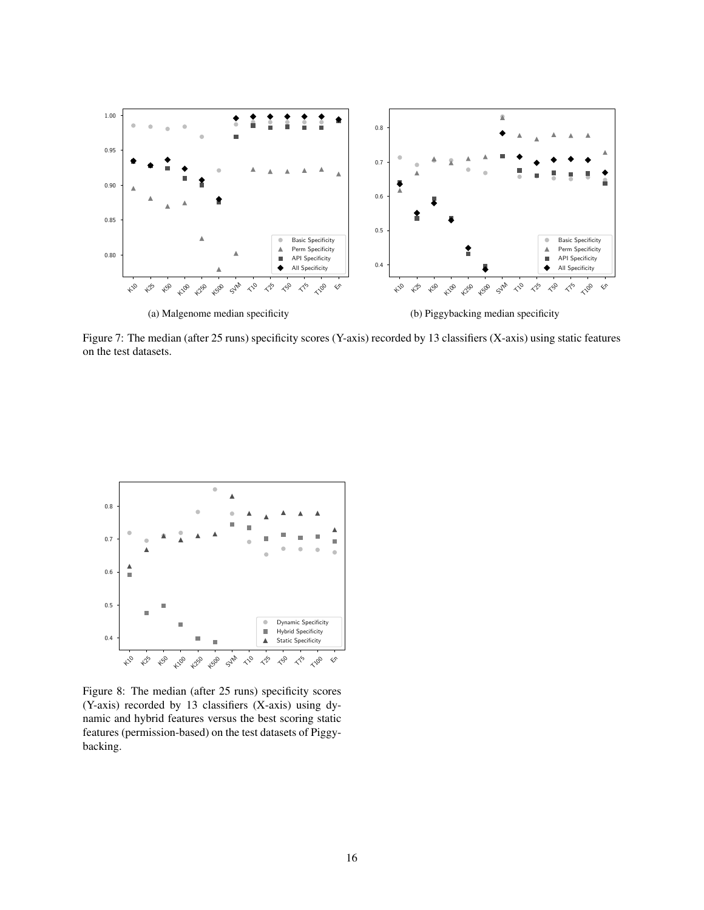1.00

0.95

0.90

0.85

0.80

Basic Specificity
Perm Specificity
API Specificity
All Specificity

K10 K25 K50 K100 K250 K500 SVM T10 T25 T50 T75 T100 En

(a) Malgenome median specificity

0.8

0.7

0.6

0.5

0.4

Basic Specificity
Perm Specificity
API Specificity
All Specificity

K10 K25 K50 K100 K250 K500 SVM T10 T25 T50 T75 T100 En

(b) Piggybacking median specificity

Figure 7: The median (after 25 runs) specificity scores (Y-axis) recorded by 13 classifiers (X-axis) using static features on the test datasets.

0.8

0.7

0.6

0.5

0.4

Dynamic Specificity
Hybrid Specificity
Static Specificity

K10 K25 K50 K100 K250 K500 SVM T10 T25 T50 T75 T100 En

Figure 8: The median (after 25 runs) specificity scores (Y-axis) recorded by 13 classifiers (X-axis) using dynamic and hybrid features versus the best scoring static features (permission-based) on the test datasets of Piggybacking.